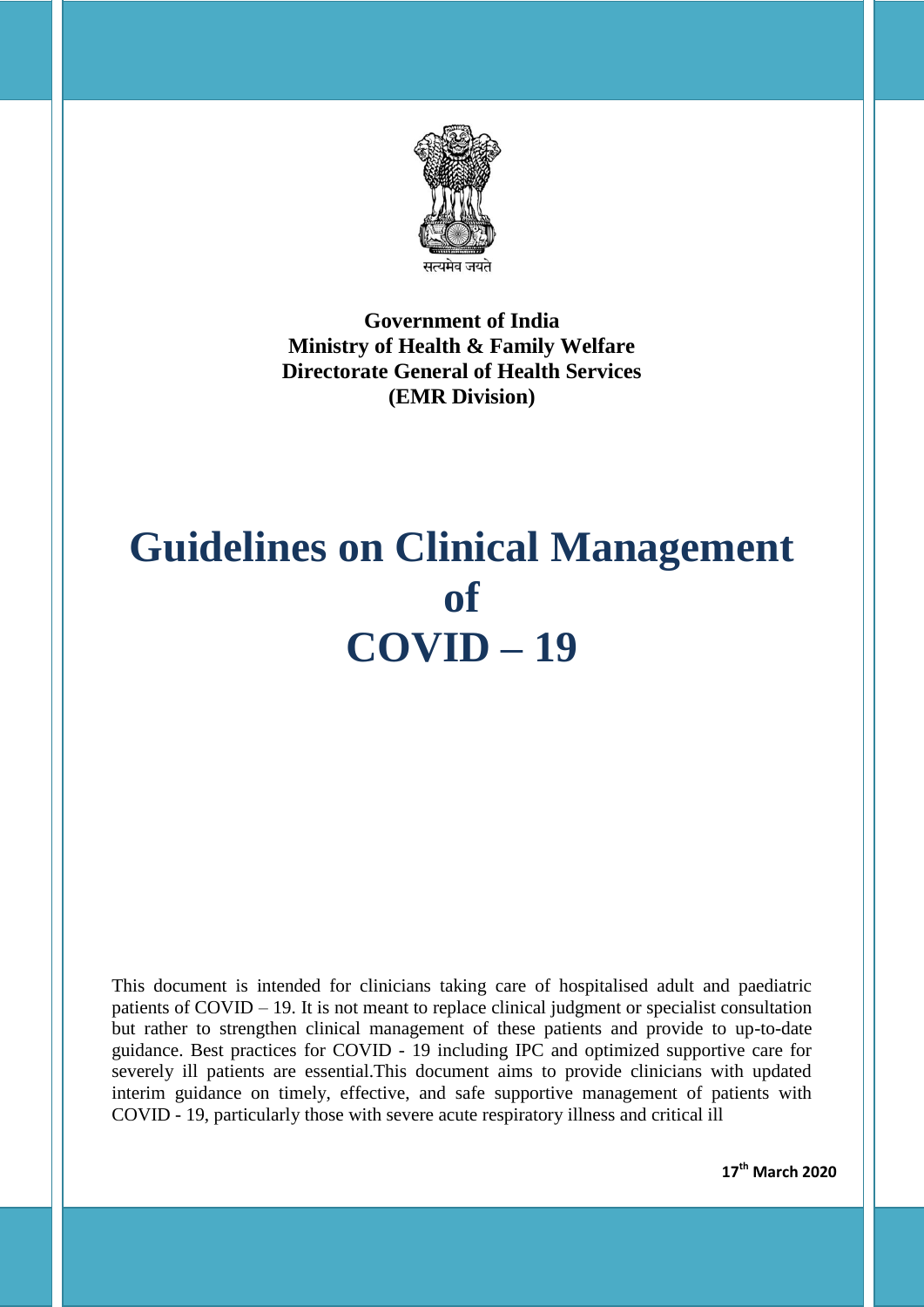सत्यमेव जयते

**Government of India**
**Ministry of Health & Family Welfare**
**Directorate General of Health Services**
**(EMR Division)**

# Guidelines on Clinical Management of COVID – 19

This document is intended for clinicians taking care of hospitalised adult and paediatric patients of COVID – 19. It is not meant to replace clinical judgment or specialist consultation but rather to strengthen clinical management of these patients and provide to up-to-date guidance. Best practices for COVID - 19 including IPC and optimized supportive care for severely ill patients are essential.This document aims to provide clinicians with updated interim guidance on timely, effective, and safe supportive management of patients with COVID - 19, particularly those with severe acute respiratory illness and critical ill

**17th March 2020**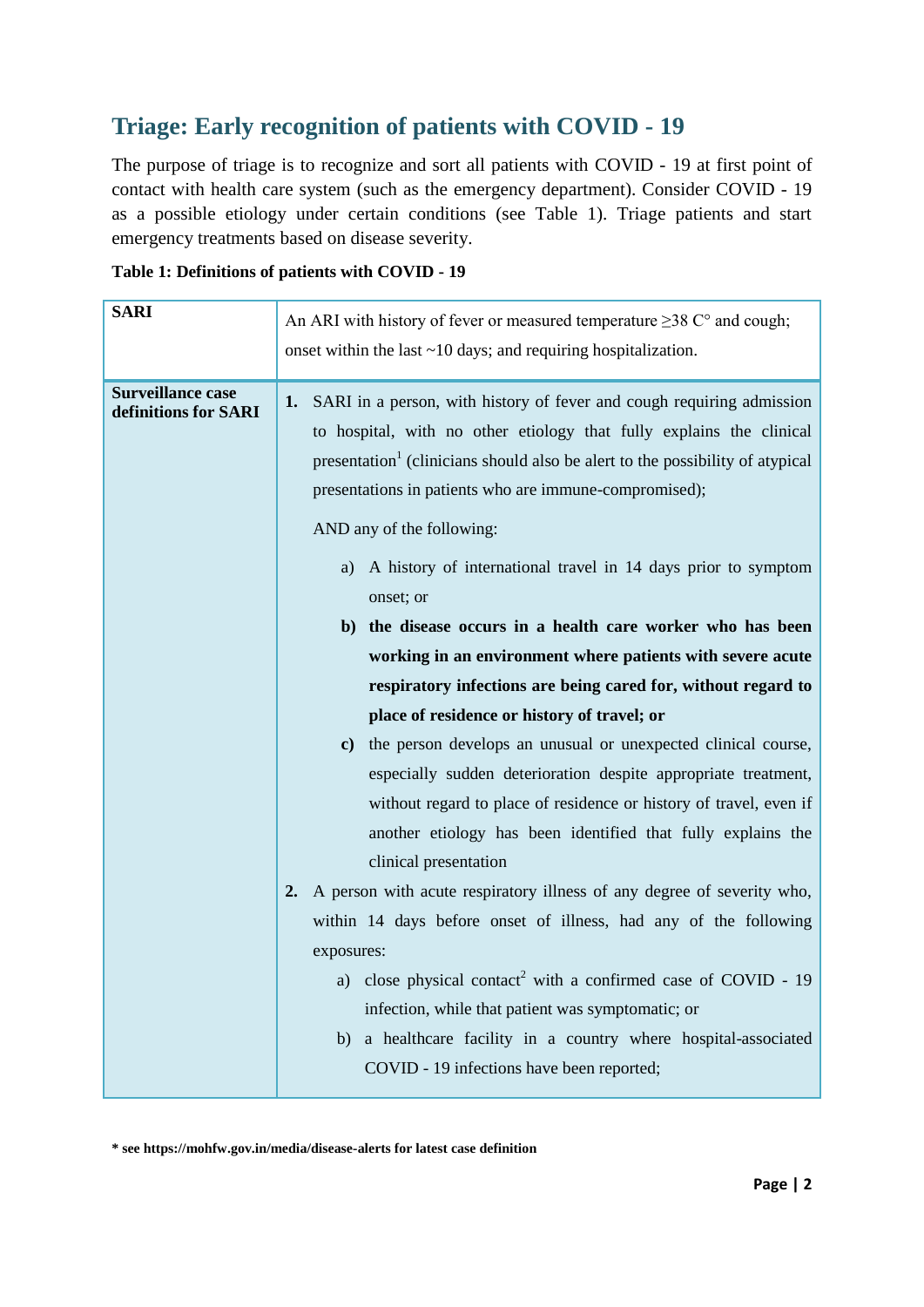## Triage: Early recognition of patients with COVID - 19

The purpose of triage is to recognize and sort all patients with COVID - 19 at first point of contact with health care system (such as the emergency department). Consider COVID - 19 as a possible etiology under certain conditions (see Table 1). Triage patients and start emergency treatments based on disease severity.

**Table 1: Definitions of patients with COVID - 19**

| | |
|---|---|
| **SARI** | An ARI with history of fever or measured temperature ≥38 C° and cough; onset within the last ~10 days; and requiring hospitalization. |
| **Surveillance case definitions for SARI** | **1.** SARI in a person, with history of fever and cough requiring admission to hospital, with no other etiology that fully explains the clinical presentation[1] (clinicians should also be alert to the possibility of atypical presentations in patients who are immune-compromised);<br><br>AND any of the following:<br><br>a) A history of international travel in 14 days prior to symptom onset; or<br>**b) the disease occurs in a health care worker who has been working in an environment where patients with severe acute respiratory infections are being cared for, without regard to place of residence or history of travel; or**<br>**c)** the person develops an unusual or unexpected clinical course, especially sudden deterioration despite appropriate treatment, without regard to place of residence or history of travel, even if another etiology has been identified that fully explains the clinical presentation<br><br>**2.** A person with acute respiratory illness of any degree of severity who, within 14 days before onset of illness, had any of the following exposures:<br>a) close physical contact[2] with a confirmed case of COVID - 19 infection, while that patient was symptomatic; or<br>b) a healthcare facility in a country where hospital-associated COVID - 19 infections have been reported; |

**\* see https://mohfw.gov.in/media/disease-alerts for latest case definition**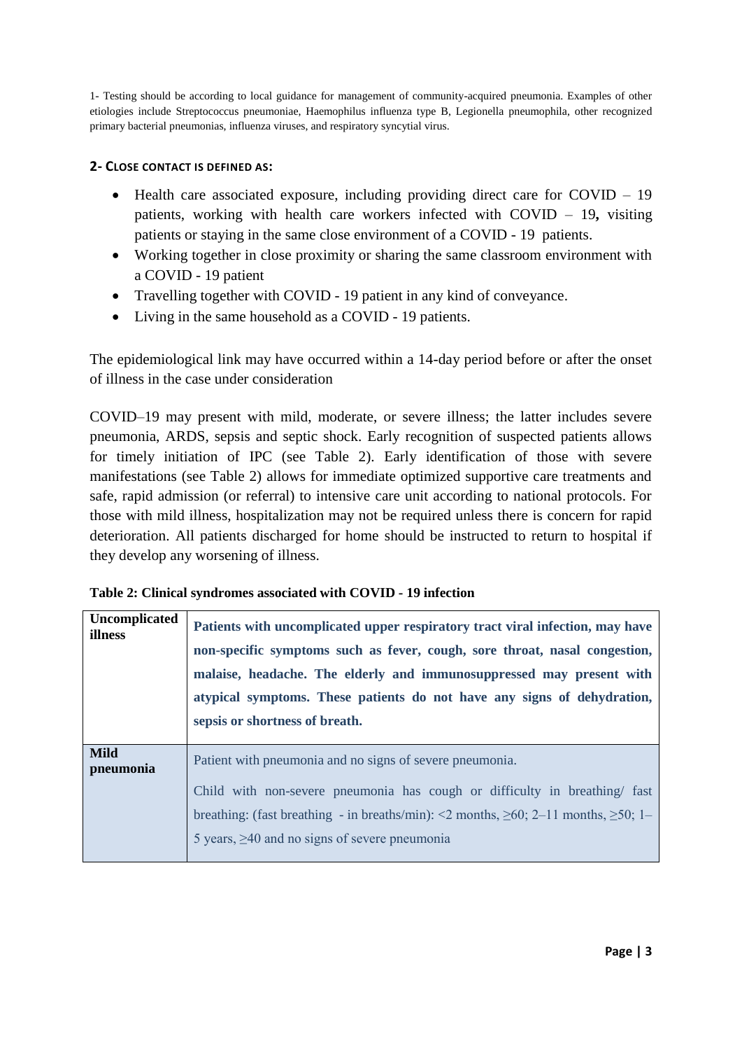1- Testing should be according to local guidance for management of community-acquired pneumonia. Examples of other etiologies include Streptococcus pneumoniae, Haemophilus influenza type B, Legionella pneumophila, other recognized primary bacterial pneumonias, influenza viruses, and respiratory syncytial virus.

### 2- Close contact is defined as:

- Health care associated exposure, including providing direct care for COVID – 19 patients, working with health care workers infected with COVID – 19**,** visiting patients or staying in the same close environment of a COVID - 19 patients.
- Working together in close proximity or sharing the same classroom environment with a COVID - 19 patient
- Travelling together with COVID - 19 patient in any kind of conveyance.
- Living in the same household as a COVID - 19 patients.

The epidemiological link may have occurred within a 14-day period before or after the onset of illness in the case under consideration

COVID–19 may present with mild, moderate, or severe illness; the latter includes severe pneumonia, ARDS, sepsis and septic shock. Early recognition of suspected patients allows for timely initiation of IPC (see Table 2). Early identification of those with severe manifestations (see Table 2) allows for immediate optimized supportive care treatments and safe, rapid admission (or referral) to intensive care unit according to national protocols. For those with mild illness, hospitalization may not be required unless there is concern for rapid deterioration. All patients discharged for home should be instructed to return to hospital if they develop any worsening of illness.

**Table 2: Clinical syndromes associated with COVID - 19 infection**

| | |
|---|---|
| **Uncomplicated illness** | **Patients with uncomplicated upper respiratory tract viral infection, may have non-specific symptoms such as fever, cough, sore throat, nasal congestion, malaise, headache. The elderly and immunosuppressed may present with atypical symptoms. These patients do not have any signs of dehydration, sepsis or shortness of breath.** |
| **Mild pneumonia** | Patient with pneumonia and no signs of severe pneumonia. Child with non-severe pneumonia has cough or difficulty in breathing/ fast breathing: (fast breathing - in breaths/min): <2 months, ≥60; 2–11 months, ≥50; 1–5 years, ≥40 and no signs of severe pneumonia |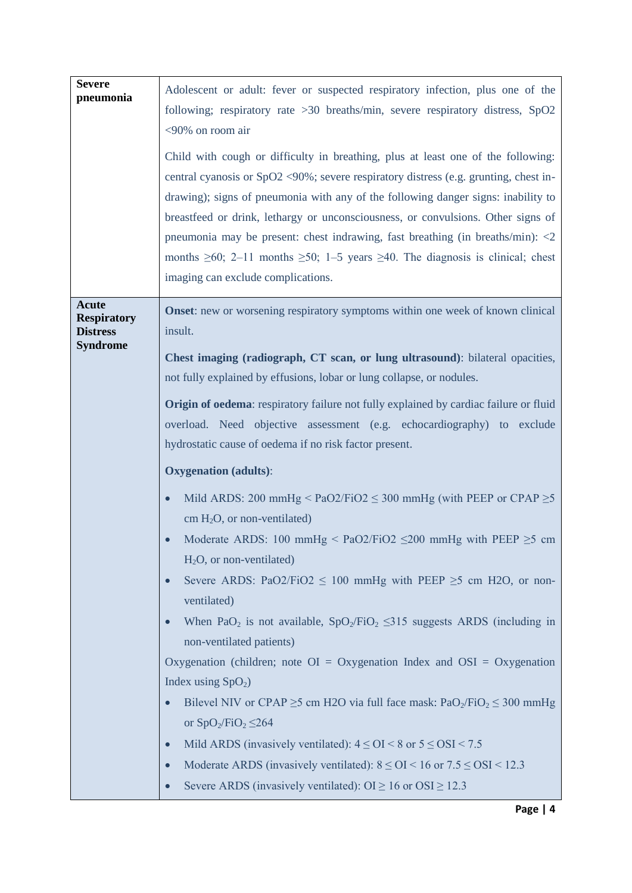| | |
|---|---|
| **Severe pneumonia** | Adolescent or adult: fever or suspected respiratory infection, plus one of the following; respiratory rate >30 breaths/min, severe respiratory distress, $SpO2$ <90% on room air<br><br>Child with cough or difficulty in breathing, plus at least one of the following: central cyanosis or $SpO2$ <90%; severe respiratory distress (e.g. grunting, chest in-drawing); signs of pneumonia with any of the following danger signs: inability to breastfeed or drink, lethargy or unconsciousness, or convulsions. Other signs of pneumonia may be present: chest indrawing, fast breathing (in breaths/min): <2 months ≥60; 2–11 months ≥50; 1–5 years ≥40. The diagnosis is clinical; chest imaging can exclude complications. |
| **Acute Respiratory Distress Syndrome** | **Onset**: new or worsening respiratory symptoms within one week of known clinical insult.<br><br>**Chest imaging (radiograph, CT scan, or lung ultrasound)**: bilateral opacities, not fully explained by effusions, lobar or lung collapse, or nodules.<br><br>**Origin of oedema**: respiratory failure not fully explained by cardiac failure or fluid overload. Need objective assessment (e.g. echocardiography) to exclude hydrostatic cause of oedema if no risk factor present.<br><br>**Oxygenation (adults)**:<br>• Mild ARDS: 200 mmHg < $PaO2/FiO2$ ≤ 300 mmHg (with PEEP or CPAP ≥5 cm $H_2O$, or non-ventilated)<br>• Moderate ARDS: 100 mmHg < $PaO2/FiO2$ ≤200 mmHg with PEEP ≥5 cm $H_2O$, or non-ventilated)<br>• Severe ARDS: $PaO2/FiO2$ ≤ 100 mmHg with PEEP ≥5 cm H2O, or non-ventilated)<br>• When $PaO_2$ is not available, $SpO_2/FiO_2$ ≤315 suggests ARDS (including in non-ventilated patients)<br><br>Oxygenation (children; note OI = Oxygenation Index and OSI = Oxygenation Index using $SpO_2$)<br>• Bilevel NIV or CPAP ≥5 cm H2O via full face mask: $PaO_2/FiO_2 \leq 300$ mmHg or $SpO_2/FiO_2 \leq 264$<br>• Mild ARDS (invasively ventilated): $4 \leq OI < 8$ or $5 \leq OSI < 7.5$<br>• Moderate ARDS (invasively ventilated): $8 \leq OI < 16$ or $7.5 \leq OSI < 12.3$<br>• Severe ARDS (invasively ventilated): $OI \geq 16$ or $OSI \geq 12.3$ |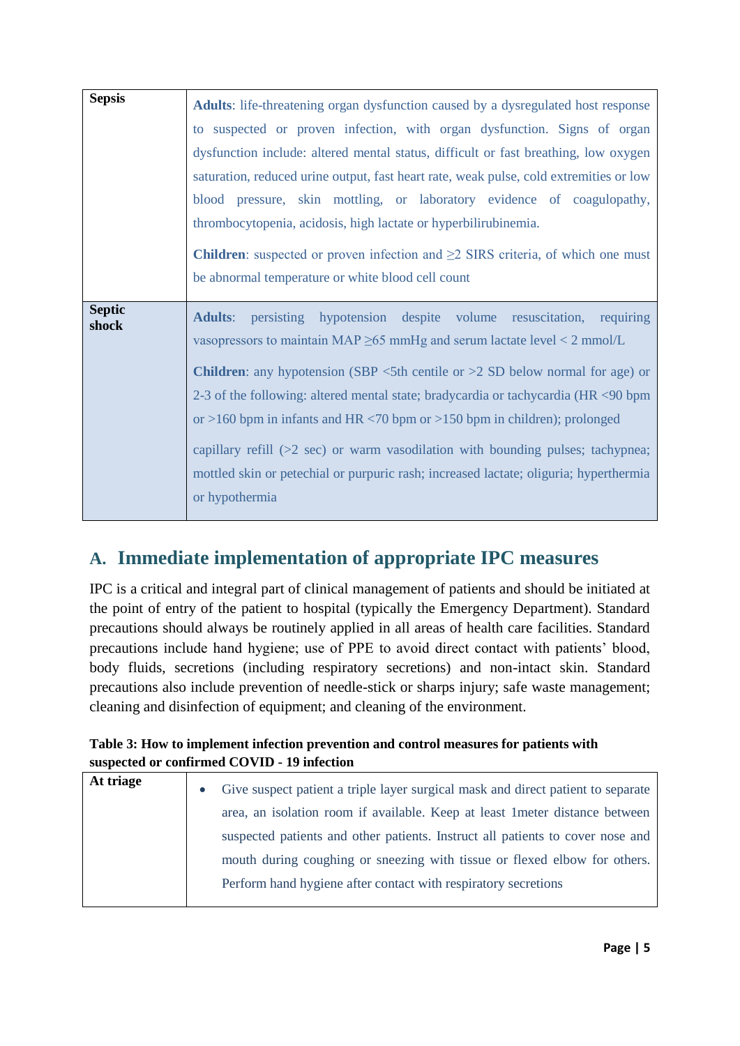| | |
|---|---|
| **Sepsis** | **Adults**: life-threatening organ dysfunction caused by a dysregulated host response to suspected or proven infection, with organ dysfunction. Signs of organ dysfunction include: altered mental status, difficult or fast breathing, low oxygen saturation, reduced urine output, fast heart rate, weak pulse, cold extremities or low blood pressure, skin mottling, or laboratory evidence of coagulopathy, thrombocytopenia, acidosis, high lactate or hyperbilirubinemia.<br><br>**Children**: suspected or proven infection and ≥2 SIRS criteria, of which one must be abnormal temperature or white blood cell count |
| **Septic shock** | **Adults**: persisting hypotension despite volume resuscitation, requiring vasopressors to maintain MAP ≥65 mmHg and serum lactate level < 2 mmol/L<br><br>**Children**: any hypotension (SBP <5th centile or >2 SD below normal for age) or 2-3 of the following: altered mental state; bradycardia or tachycardia (HR <90 bpm or >160 bpm in infants and HR <70 bpm or >150 bpm in children); prolonged capillary refill (>2 sec) or warm vasodilation with bounding pulses; tachypnea; mottled skin or petechial or purpuric rash; increased lactate; oliguria; hyperthermia or hypothermia |

## A. Immediate implementation of appropriate IPC measures

IPC is a critical and integral part of clinical management of patients and should be initiated at the point of entry of the patient to hospital (typically the Emergency Department). Standard precautions should always be routinely applied in all areas of health care facilities. Standard precautions include hand hygiene; use of PPE to avoid direct contact with patients' blood, body fluids, secretions (including respiratory secretions) and non-intact skin. Standard precautions also include prevention of needle-stick or sharps injury; safe waste management; cleaning and disinfection of equipment; and cleaning of the environment.

**Table 3: How to implement infection prevention and control measures for patients with suspected or confirmed COVID - 19 infection**

| | |
|---|---|
| **At triage** | • Give suspect patient a triple layer surgical mask and direct patient to separate area, an isolation room if available. Keep at least 1meter distance between suspected patients and other patients. Instruct all patients to cover nose and mouth during coughing or sneezing with tissue or flexed elbow for others. Perform hand hygiene after contact with respiratory secretions |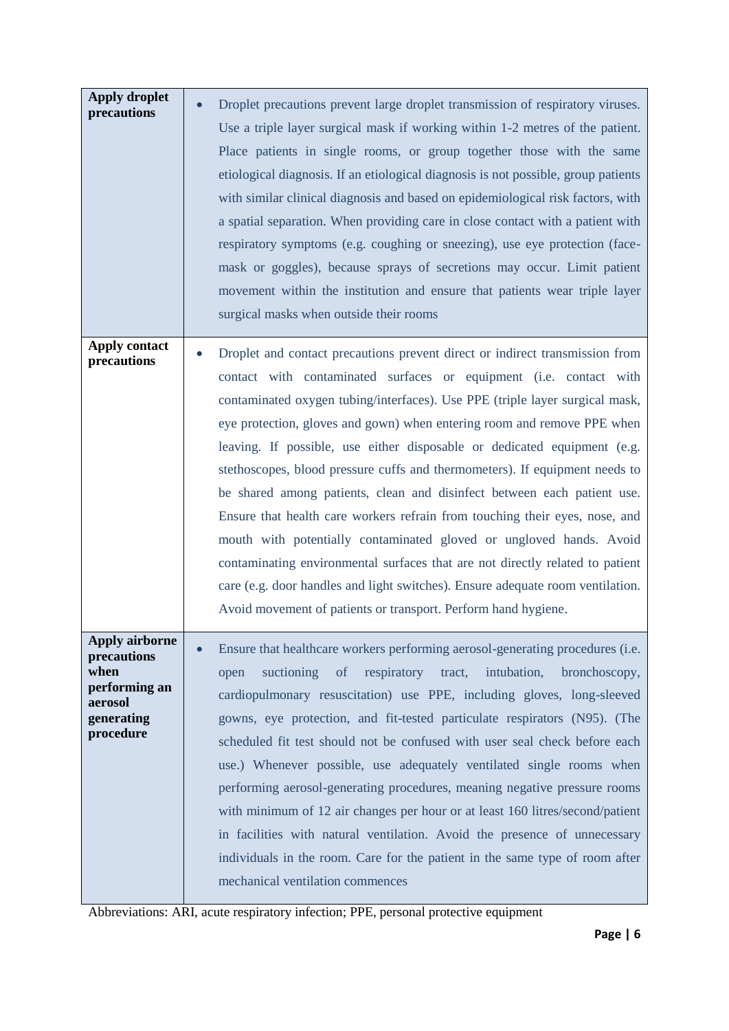| | |
|---|---|
| **Apply droplet precautions** | • Droplet precautions prevent large droplet transmission of respiratory viruses. Use a triple layer surgical mask if working within 1-2 metres of the patient. Place patients in single rooms, or group together those with the same etiological diagnosis. If an etiological diagnosis is not possible, group patients with similar clinical diagnosis and based on epidemiological risk factors, with a spatial separation. When providing care in close contact with a patient with respiratory symptoms (e.g. coughing or sneezing), use eye protection (face-mask or goggles), because sprays of secretions may occur. Limit patient movement within the institution and ensure that patients wear triple layer surgical masks when outside their rooms |
| **Apply contact precautions** | • Droplet and contact precautions prevent direct or indirect transmission from contact with contaminated surfaces or equipment (i.e. contact with contaminated oxygen tubing/interfaces). Use PPE (triple layer surgical mask, eye protection, gloves and gown) when entering room and remove PPE when leaving. If possible, use either disposable or dedicated equipment (e.g. stethoscopes, blood pressure cuffs and thermometers). If equipment needs to be shared among patients, clean and disinfect between each patient use. Ensure that health care workers refrain from touching their eyes, nose, and mouth with potentially contaminated gloved or ungloved hands. Avoid contaminating environmental surfaces that are not directly related to patient care (e.g. door handles and light switches). Ensure adequate room ventilation. Avoid movement of patients or transport. Perform hand hygiene. |
| **Apply airborne precautions when performing an aerosol generating procedure** | • Ensure that healthcare workers performing aerosol-generating procedures (i.e. open suctioning of respiratory tract, intubation, bronchoscopy, cardiopulmonary resuscitation) use PPE, including gloves, long-sleeved gowns, eye protection, and fit-tested particulate respirators (N95). (The scheduled fit test should not be confused with user seal check before each use.) Whenever possible, use adequately ventilated single rooms when performing aerosol-generating procedures, meaning negative pressure rooms with minimum of 12 air changes per hour or at least 160 litres/second/patient in facilities with natural ventilation. Avoid the presence of unnecessary individuals in the room. Care for the patient in the same type of room after mechanical ventilation commences |

Abbreviations: ARI, acute respiratory infection; PPE, personal protective equipment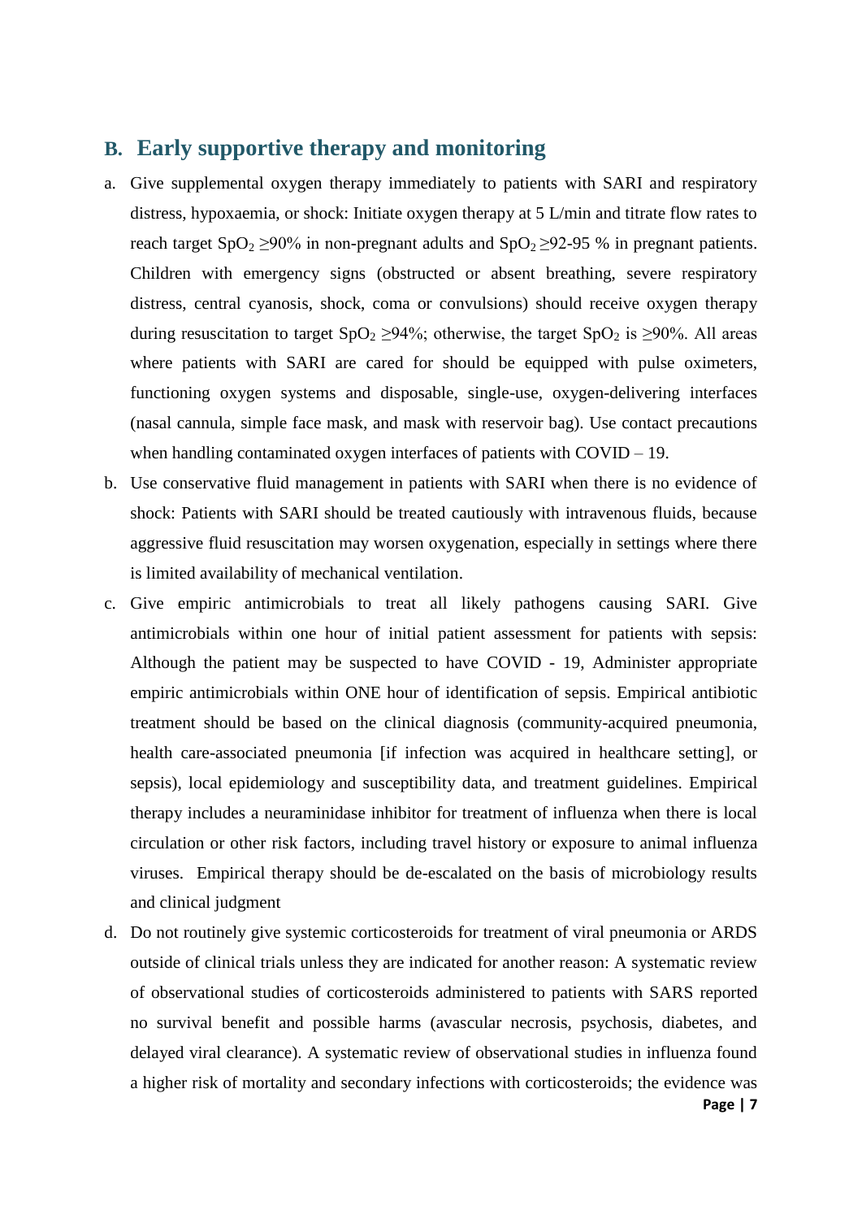## B. Early supportive therapy and monitoring

a. Give supplemental oxygen therapy immediately to patients with SARI and respiratory distress, hypoxaemia, or shock: Initiate oxygen therapy at 5 L/min and titrate flow rates to reach target $SpO_2 \geq 90\%$ in non-pregnant adults and $SpO_2 \geq 92\text{-}95$ % in pregnant patients. Children with emergency signs (obstructed or absent breathing, severe respiratory distress, central cyanosis, shock, coma or convulsions) should receive oxygen therapy during resuscitation to target $SpO_2 \geq 94\%$; otherwise, the target $SpO_2$ is $\geq 90\%$. All areas where patients with SARI are cared for should be equipped with pulse oximeters, functioning oxygen systems and disposable, single-use, oxygen-delivering interfaces (nasal cannula, simple face mask, and mask with reservoir bag). Use contact precautions when handling contaminated oxygen interfaces of patients with COVID – 19.

b. Use conservative fluid management in patients with SARI when there is no evidence of shock: Patients with SARI should be treated cautiously with intravenous fluids, because aggressive fluid resuscitation may worsen oxygenation, especially in settings where there is limited availability of mechanical ventilation.

c. Give empiric antimicrobials to treat all likely pathogens causing SARI. Give antimicrobials within one hour of initial patient assessment for patients with sepsis: Although the patient may be suspected to have COVID - 19, Administer appropriate empiric antimicrobials within ONE hour of identification of sepsis. Empirical antibiotic treatment should be based on the clinical diagnosis (community-acquired pneumonia, health care-associated pneumonia [if infection was acquired in healthcare setting], or sepsis), local epidemiology and susceptibility data, and treatment guidelines. Empirical therapy includes a neuraminidase inhibitor for treatment of influenza when there is local circulation or other risk factors, including travel history or exposure to animal influenza viruses. Empirical therapy should be de-escalated on the basis of microbiology results and clinical judgment

d. Do not routinely give systemic corticosteroids for treatment of viral pneumonia or ARDS outside of clinical trials unless they are indicated for another reason: A systematic review of observational studies of corticosteroids administered to patients with SARS reported no survival benefit and possible harms (avascular necrosis, psychosis, diabetes, and delayed viral clearance). A systematic review of observational studies in influenza found a higher risk of mortality and secondary infections with corticosteroids; the evidence was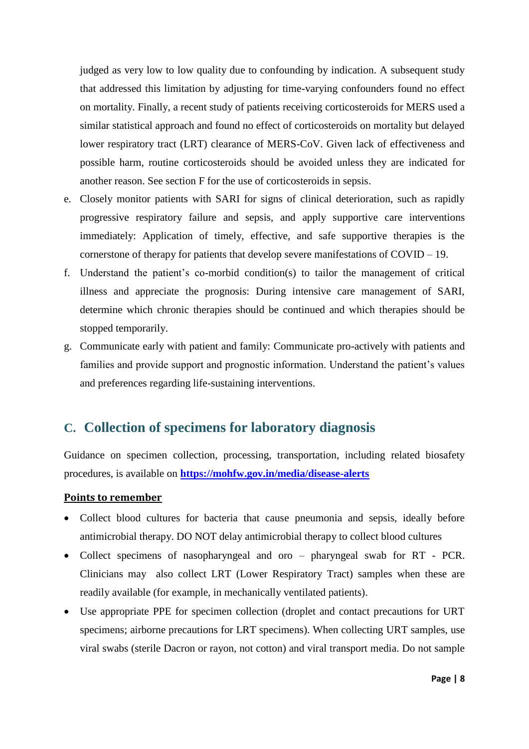judged as very low to low quality due to confounding by indication. A subsequent study that addressed this limitation by adjusting for time-varying confounders found no effect on mortality. Finally, a recent study of patients receiving corticosteroids for MERS used a similar statistical approach and found no effect of corticosteroids on mortality but delayed lower respiratory tract (LRT) clearance of MERS-CoV. Given lack of effectiveness and possible harm, routine corticosteroids should be avoided unless they are indicated for another reason. See section F for the use of corticosteroids in sepsis.

e. Closely monitor patients with SARI for signs of clinical deterioration, such as rapidly progressive respiratory failure and sepsis, and apply supportive care interventions immediately: Application of timely, effective, and safe supportive therapies is the cornerstone of therapy for patients that develop severe manifestations of COVID – 19.

f. Understand the patient's co-morbid condition(s) to tailor the management of critical illness and appreciate the prognosis: During intensive care management of SARI, determine which chronic therapies should be continued and which therapies should be stopped temporarily.

g. Communicate early with patient and family: Communicate pro-actively with patients and families and provide support and prognostic information. Understand the patient's values and preferences regarding life-sustaining interventions.

## C. Collection of specimens for laboratory diagnosis

Guidance on specimen collection, processing, transportation, including related biosafety procedures, is available on **https://mohfw.gov.in/media/disease-alerts**

**Points to remember**

- Collect blood cultures for bacteria that cause pneumonia and sepsis, ideally before antimicrobial therapy. DO NOT delay antimicrobial therapy to collect blood cultures
- Collect specimens of nasopharyngeal and oro – pharyngeal swab for RT - PCR. Clinicians may also collect LRT (Lower Respiratory Tract) samples when these are readily available (for example, in mechanically ventilated patients).
- Use appropriate PPE for specimen collection (droplet and contact precautions for URT specimens; airborne precautions for LRT specimens). When collecting URT samples, use viral swabs (sterile Dacron or rayon, not cotton) and viral transport media. Do not sample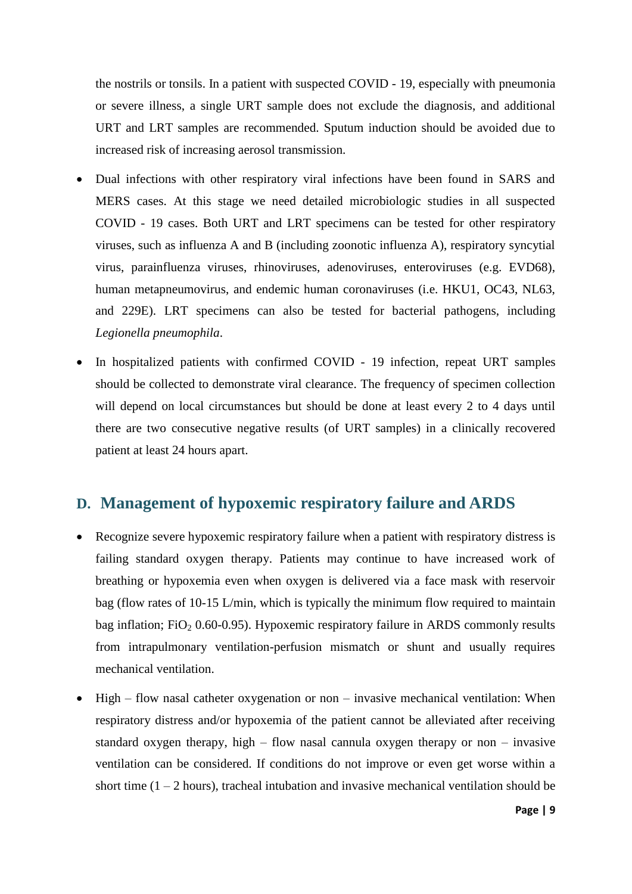the nostrils or tonsils. In a patient with suspected COVID - 19, especially with pneumonia or severe illness, a single URT sample does not exclude the diagnosis, and additional URT and LRT samples are recommended. Sputum induction should be avoided due to increased risk of increasing aerosol transmission.

- Dual infections with other respiratory viral infections have been found in SARS and MERS cases. At this stage we need detailed microbiologic studies in all suspected COVID - 19 cases. Both URT and LRT specimens can be tested for other respiratory viruses, such as influenza A and B (including zoonotic influenza A), respiratory syncytial virus, parainfluenza viruses, rhinoviruses, adenoviruses, enteroviruses (e.g. EVD68), human metapneumovirus, and endemic human coronaviruses (i.e. HKU1, OC43, NL63, and 229E). LRT specimens can also be tested for bacterial pathogens, including *Legionella pneumophila*.
- In hospitalized patients with confirmed COVID - 19 infection, repeat URT samples should be collected to demonstrate viral clearance. The frequency of specimen collection will depend on local circumstances but should be done at least every 2 to 4 days until there are two consecutive negative results (of URT samples) in a clinically recovered patient at least 24 hours apart.

## D. Management of hypoxemic respiratory failure and ARDS

- Recognize severe hypoxemic respiratory failure when a patient with respiratory distress is failing standard oxygen therapy. Patients may continue to have increased work of breathing or hypoxemia even when oxygen is delivered via a face mask with reservoir bag (flow rates of 10-15 L/min, which is typically the minimum flow required to maintain bag inflation; $FiO_2$ 0.60-0.95). Hypoxemic respiratory failure in ARDS commonly results from intrapulmonary ventilation-perfusion mismatch or shunt and usually requires mechanical ventilation.
- High – flow nasal catheter oxygenation or non – invasive mechanical ventilation: When respiratory distress and/or hypoxemia of the patient cannot be alleviated after receiving standard oxygen therapy, high – flow nasal cannula oxygen therapy or non – invasive ventilation can be considered. If conditions do not improve or even get worse within a short time (1 – 2 hours), tracheal intubation and invasive mechanical ventilation should be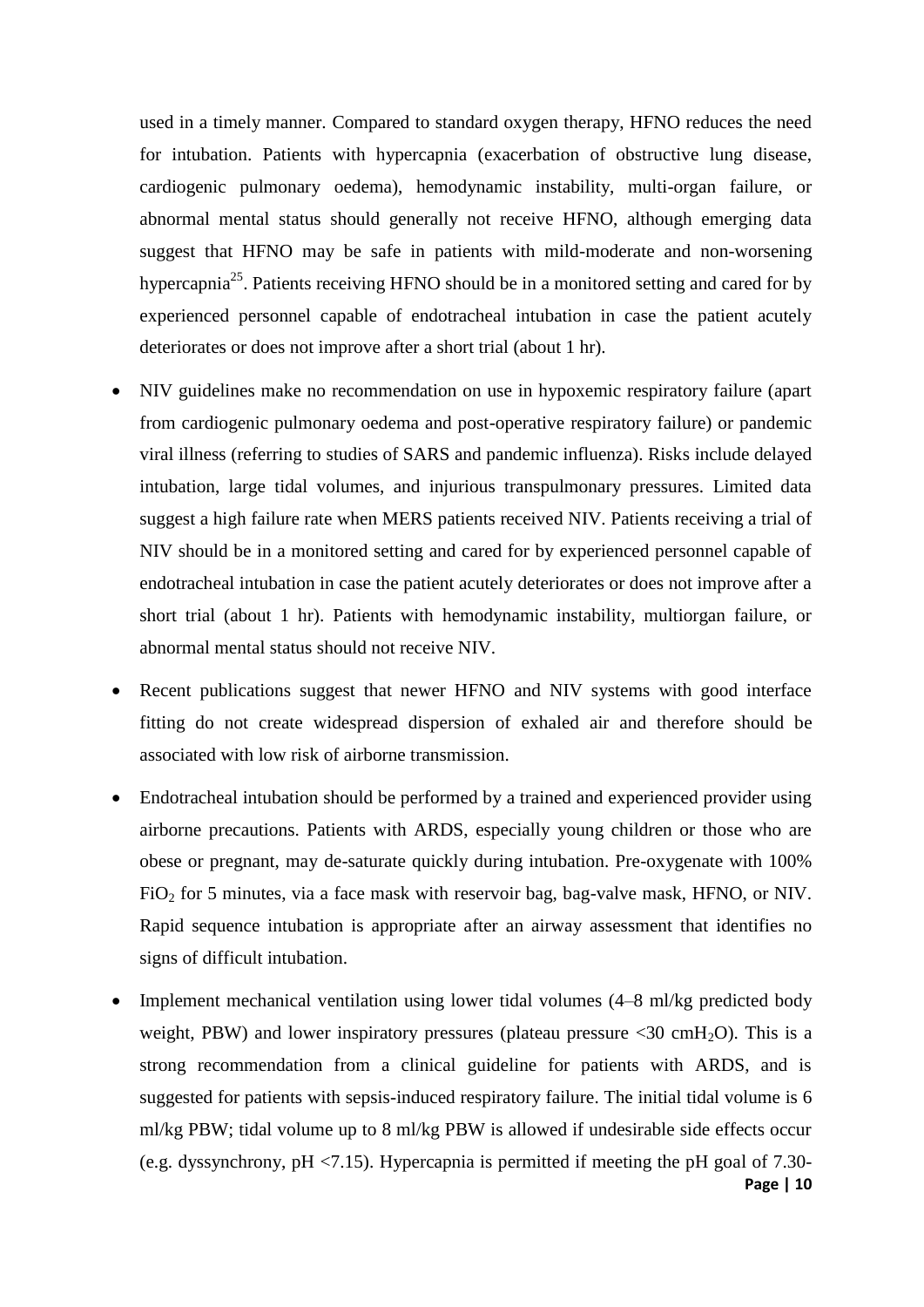used in a timely manner. Compared to standard oxygen therapy, HFNO reduces the need for intubation. Patients with hypercapnia (exacerbation of obstructive lung disease, cardiogenic pulmonary oedema), hemodynamic instability, multi-organ failure, or abnormal mental status should generally not receive HFNO, although emerging data suggest that HFNO may be safe in patients with mild-moderate and non-worsening hypercapnia[25]. Patients receiving HFNO should be in a monitored setting and cared for by experienced personnel capable of endotracheal intubation in case the patient acutely deteriorates or does not improve after a short trial (about 1 hr).

- NIV guidelines make no recommendation on use in hypoxemic respiratory failure (apart from cardiogenic pulmonary oedema and post-operative respiratory failure) or pandemic viral illness (referring to studies of SARS and pandemic influenza). Risks include delayed intubation, large tidal volumes, and injurious transpulmonary pressures. Limited data suggest a high failure rate when MERS patients received NIV. Patients receiving a trial of NIV should be in a monitored setting and cared for by experienced personnel capable of endotracheal intubation in case the patient acutely deteriorates or does not improve after a short trial (about 1 hr). Patients with hemodynamic instability, multiorgan failure, or abnormal mental status should not receive NIV.
- Recent publications suggest that newer HFNO and NIV systems with good interface fitting do not create widespread dispersion of exhaled air and therefore should be associated with low risk of airborne transmission.
- Endotracheal intubation should be performed by a trained and experienced provider using airborne precautions. Patients with ARDS, especially young children or those who are obese or pregnant, may de-saturate quickly during intubation. Pre-oxygenate with 100% $FiO_2$ for 5 minutes, via a face mask with reservoir bag, bag-valve mask, HFNO, or NIV. Rapid sequence intubation is appropriate after an airway assessment that identifies no signs of difficult intubation.
- Implement mechanical ventilation using lower tidal volumes (4–8 ml/kg predicted body weight, PBW) and lower inspiratory pressures (plateau pressure <30 $cmH_2O$). This is a strong recommendation from a clinical guideline for patients with ARDS, and is suggested for patients with sepsis-induced respiratory failure. The initial tidal volume is 6 ml/kg PBW; tidal volume up to 8 ml/kg PBW is allowed if undesirable side effects occur (e.g. dyssynchrony, pH <7.15). Hypercapnia is permitted if meeting the pH goal of 7.30-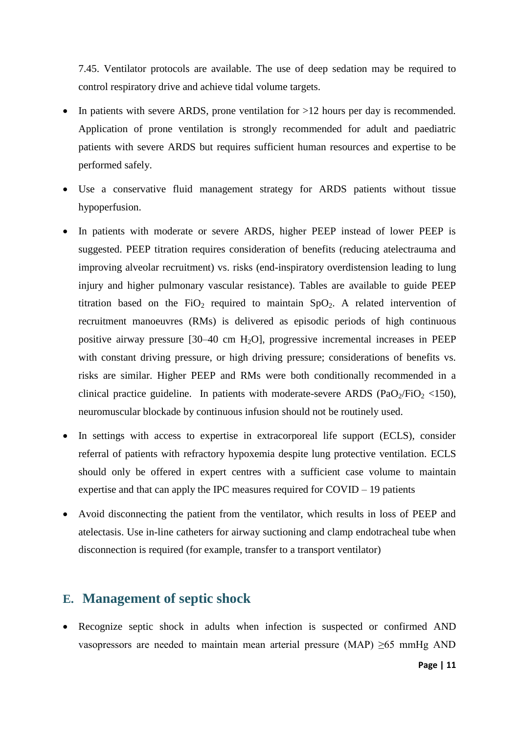7.45. Ventilator protocols are available. The use of deep sedation may be required to control respiratory drive and achieve tidal volume targets.

- In patients with severe ARDS, prone ventilation for >12 hours per day is recommended. Application of prone ventilation is strongly recommended for adult and paediatric patients with severe ARDS but requires sufficient human resources and expertise to be performed safely.
- Use a conservative fluid management strategy for ARDS patients without tissue hypoperfusion.
- In patients with moderate or severe ARDS, higher PEEP instead of lower PEEP is suggested. PEEP titration requires consideration of benefits (reducing atelectrauma and improving alveolar recruitment) vs. risks (end-inspiratory overdistension leading to lung injury and higher pulmonary vascular resistance). Tables are available to guide PEEP titration based on the $FiO_2$ required to maintain $SpO_2$. A related intervention of recruitment manoeuvres (RMs) is delivered as episodic periods of high continuous positive airway pressure [30–40 cm $H_2O$], progressive incremental increases in PEEP with constant driving pressure, or high driving pressure; considerations of benefits vs. risks are similar. Higher PEEP and RMs were both conditionally recommended in a clinical practice guideline. In patients with moderate-severe ARDS ($PaO_2/FiO_2$ <150), neuromuscular blockade by continuous infusion should not be routinely used.
- In settings with access to expertise in extracorporeal life support (ECLS), consider referral of patients with refractory hypoxemia despite lung protective ventilation. ECLS should only be offered in expert centres with a sufficient case volume to maintain expertise and that can apply the IPC measures required for COVID – 19 patients
- Avoid disconnecting the patient from the ventilator, which results in loss of PEEP and atelectasis. Use in-line catheters for airway suctioning and clamp endotracheal tube when disconnection is required (for example, transfer to a transport ventilator)

## E. Management of septic shock

- Recognize septic shock in adults when infection is suspected or confirmed AND vasopressors are needed to maintain mean arterial pressure (MAP) ≥65 mmHg AND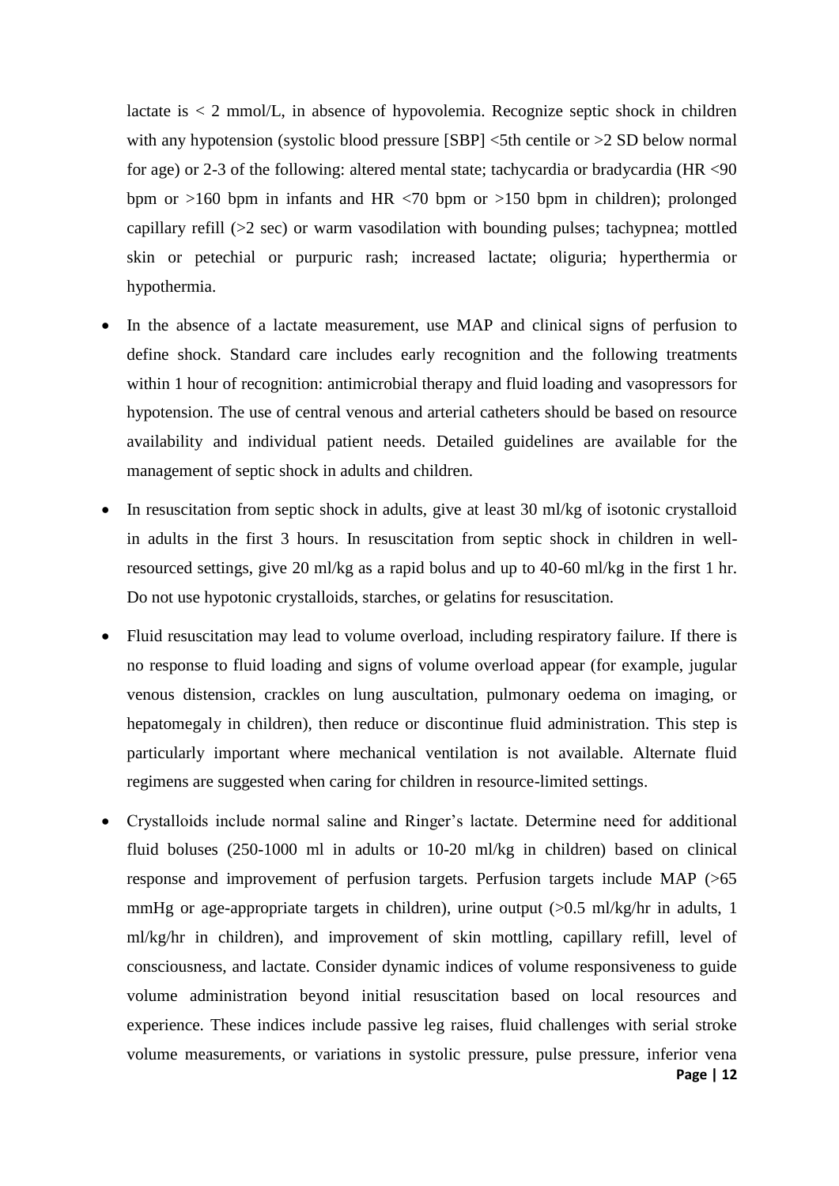lactate is < 2 mmol/L, in absence of hypovolemia. Recognize septic shock in children with any hypotension (systolic blood pressure [SBP] <5th centile or >2 SD below normal for age) or 2-3 of the following: altered mental state; tachycardia or bradycardia (HR <90 bpm or >160 bpm in infants and HR <70 bpm or >150 bpm in children); prolonged capillary refill (>2 sec) or warm vasodilation with bounding pulses; tachypnea; mottled skin or petechial or purpuric rash; increased lactate; oliguria; hyperthermia or hypothermia.

- In the absence of a lactate measurement, use MAP and clinical signs of perfusion to define shock. Standard care includes early recognition and the following treatments within 1 hour of recognition: antimicrobial therapy and fluid loading and vasopressors for hypotension. The use of central venous and arterial catheters should be based on resource availability and individual patient needs. Detailed guidelines are available for the management of septic shock in adults and children.
- In resuscitation from septic shock in adults, give at least 30 ml/kg of isotonic crystalloid in adults in the first 3 hours. In resuscitation from septic shock in children in well-resourced settings, give 20 ml/kg as a rapid bolus and up to 40-60 ml/kg in the first 1 hr. Do not use hypotonic crystalloids, starches, or gelatins for resuscitation.
- Fluid resuscitation may lead to volume overload, including respiratory failure. If there is no response to fluid loading and signs of volume overload appear (for example, jugular venous distension, crackles on lung auscultation, pulmonary oedema on imaging, or hepatomegaly in children), then reduce or discontinue fluid administration. This step is particularly important where mechanical ventilation is not available. Alternate fluid regimens are suggested when caring for children in resource-limited settings.
- Crystalloids include normal saline and Ringer's lactate. Determine need for additional fluid boluses (250-1000 ml in adults or 10-20 ml/kg in children) based on clinical response and improvement of perfusion targets. Perfusion targets include MAP (>65 mmHg or age-appropriate targets in children), urine output (>0.5 ml/kg/hr in adults, 1 ml/kg/hr in children), and improvement of skin mottling, capillary refill, level of consciousness, and lactate. Consider dynamic indices of volume responsiveness to guide volume administration beyond initial resuscitation based on local resources and experience. These indices include passive leg raises, fluid challenges with serial stroke volume measurements, or variations in systolic pressure, pulse pressure, inferior vena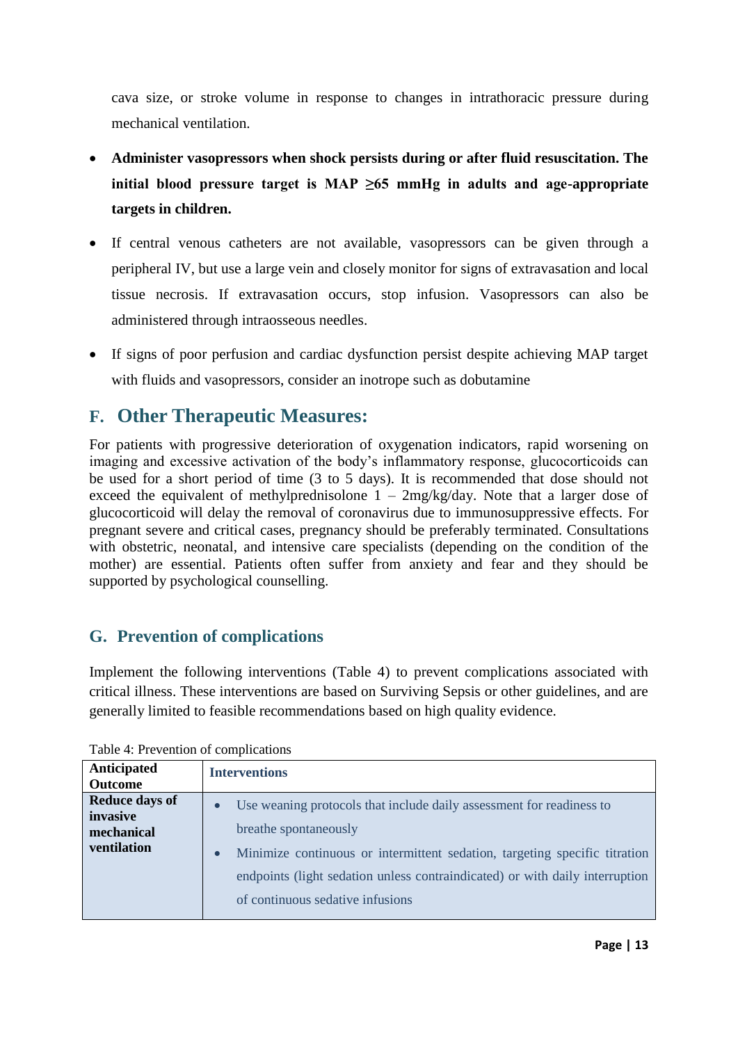cava size, or stroke volume in response to changes in intrathoracic pressure during mechanical ventilation.

- **Administer vasopressors when shock persists during or after fluid resuscitation. The initial blood pressure target is MAP ≥65 mmHg in adults and age-appropriate targets in children.**
- If central venous catheters are not available, vasopressors can be given through a peripheral IV, but use a large vein and closely monitor for signs of extravasation and local tissue necrosis. If extravasation occurs, stop infusion. Vasopressors can also be administered through intraosseous needles.
- If signs of poor perfusion and cardiac dysfunction persist despite achieving MAP target with fluids and vasopressors, consider an inotrope such as dobutamine

## F. Other Therapeutic Measures:

For patients with progressive deterioration of oxygenation indicators, rapid worsening on imaging and excessive activation of the body's inflammatory response, glucocorticoids can be used for a short period of time (3 to 5 days). It is recommended that dose should not exceed the equivalent of methylprednisolone 1 – 2mg/kg/day. Note that a larger dose of glucocorticoid will delay the removal of coronavirus due to immunosuppressive effects. For pregnant severe and critical cases, pregnancy should be preferably terminated. Consultations with obstetric, neonatal, and intensive care specialists (depending on the condition of the mother) are essential. Patients often suffer from anxiety and fear and they should be supported by psychological counselling.

## G. Prevention of complications

Implement the following interventions (Table 4) to prevent complications associated with critical illness. These interventions are based on Surviving Sepsis or other guidelines, and are generally limited to feasible recommendations based on high quality evidence.

Table 4: Prevention of complications

| Anticipated Outcome | Interventions |
|---|---|
| **Reduce days of invasive mechanical ventilation** | • Use weaning protocols that include daily assessment for readiness to breathe spontaneously<br>• Minimize continuous or intermittent sedation, targeting specific titration endpoints (light sedation unless contraindicated) or with daily interruption of continuous sedative infusions |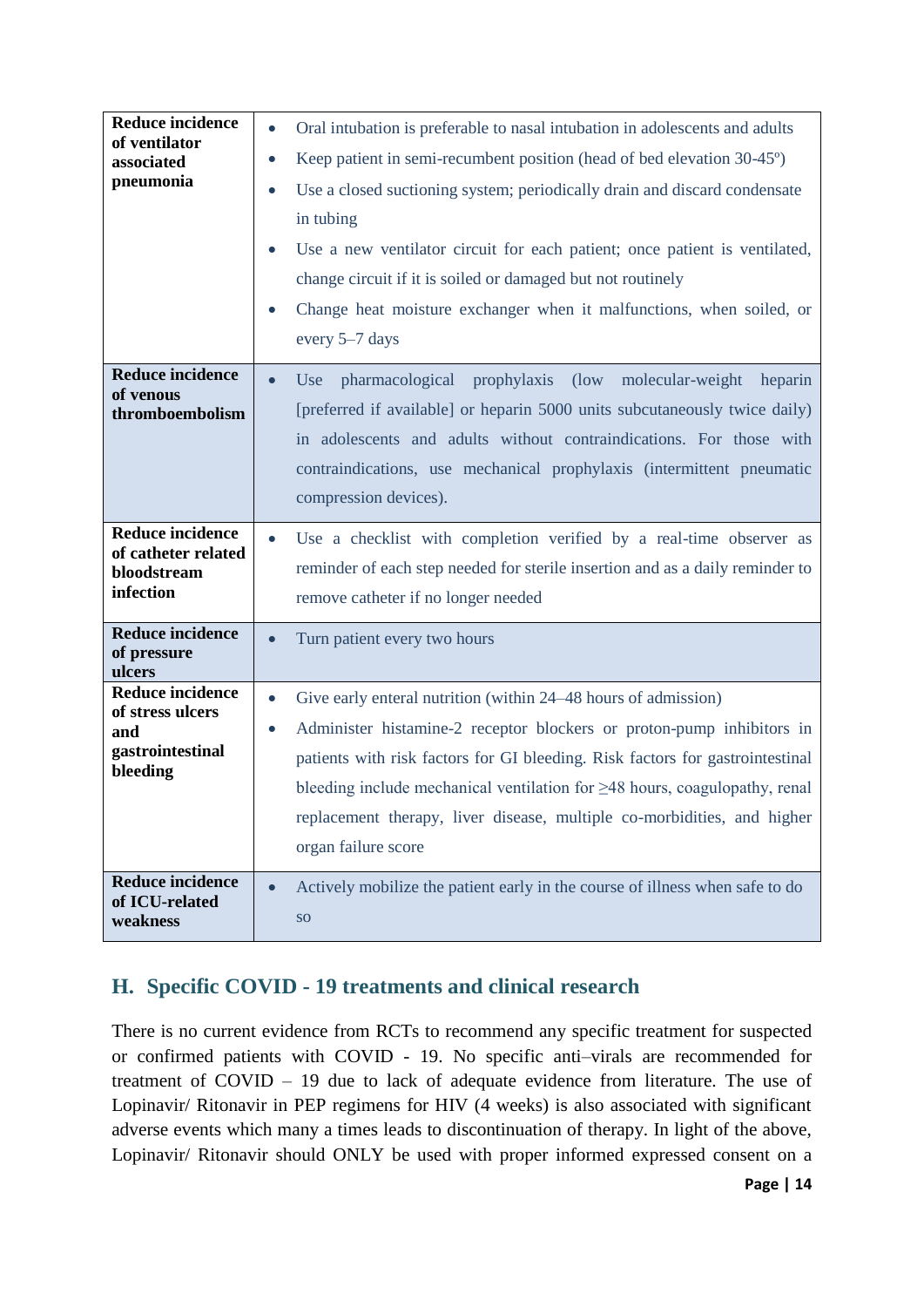| | |
|---|---|
| **Reduce incidence of ventilator associated pneumonia** | • Oral intubation is preferable to nasal intubation in adolescents and adults<br>• Keep patient in semi-recumbent position (head of bed elevation 30-45º)<br>• Use a closed suctioning system; periodically drain and discard condensate in tubing<br>• Use a new ventilator circuit for each patient; once patient is ventilated, change circuit if it is soiled or damaged but not routinely<br>• Change heat moisture exchanger when it malfunctions, when soiled, or every 5–7 days |
| **Reduce incidence of venous thromboembolism** | • Use pharmacological prophylaxis (low molecular-weight heparin [preferred if available] or heparin 5000 units subcutaneously twice daily) in adolescents and adults without contraindications. For those with contraindications, use mechanical prophylaxis (intermittent pneumatic compression devices). |
| **Reduce incidence of catheter related bloodstream infection** | • Use a checklist with completion verified by a real-time observer as reminder of each step needed for sterile insertion and as a daily reminder to remove catheter if no longer needed |
| **Reduce incidence of pressure ulcers** | • Turn patient every two hours |
| **Reduce incidence of stress ulcers and gastrointestinal bleeding** | • Give early enteral nutrition (within 24–48 hours of admission)<br>• Administer histamine-2 receptor blockers or proton-pump inhibitors in patients with risk factors for GI bleeding. Risk factors for gastrointestinal bleeding include mechanical ventilation for ≥48 hours, coagulopathy, renal replacement therapy, liver disease, multiple co-morbidities, and higher organ failure score |
| **Reduce incidence of ICU-related weakness** | • Actively mobilize the patient early in the course of illness when safe to do so |

## H. Specific COVID - 19 treatments and clinical research

There is no current evidence from RCTs to recommend any specific treatment for suspected or confirmed patients with COVID - 19. No specific anti–virals are recommended for treatment of COVID – 19 due to lack of adequate evidence from literature. The use of Lopinavir/ Ritonavir in PEP regimens for HIV (4 weeks) is also associated with significant adverse events which many a times leads to discontinuation of therapy. In light of the above, Lopinavir/ Ritonavir should ONLY be used with proper informed expressed consent on a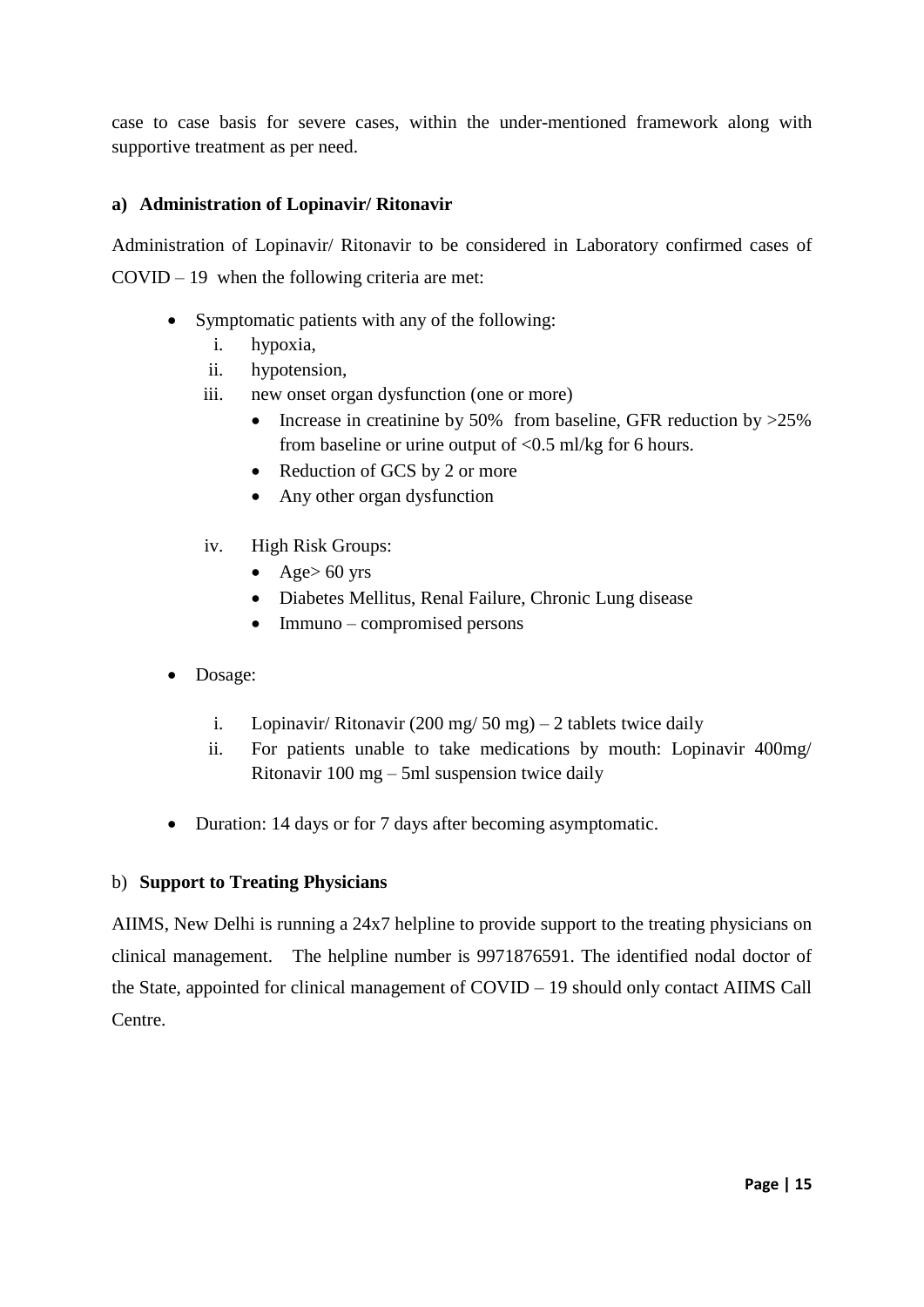case to case basis for severe cases, within the under-mentioned framework along with supportive treatment as per need.

**a) Administration of Lopinavir/ Ritonavir**

Administration of Lopinavir/ Ritonavir to be considered in Laboratory confirmed cases of COVID – 19 when the following criteria are met:

- Symptomatic patients with any of the following:
  1. hypoxia,
  2. hypotension,
  3. new onset organ dysfunction (one or more)
     - Increase in creatinine by 50% from baseline, GFR reduction by >25% from baseline or urine output of <0.5 ml/kg for 6 hours.
     - Reduction of GCS by 2 or more
     - Any other organ dysfunction
  4. High Risk Groups:
     - Age> 60 yrs
     - Diabetes Mellitus, Renal Failure, Chronic Lung disease
     - Immuno – compromised persons

- Dosage:
  1. Lopinavir/ Ritonavir (200 mg/ 50 mg) – 2 tablets twice daily
  2. For patients unable to take medications by mouth: Lopinavir 400mg/ Ritonavir 100 mg – 5ml suspension twice daily

- Duration: 14 days or for 7 days after becoming asymptomatic.

b) **Support to Treating Physicians**

AIIMS, New Delhi is running a 24x7 helpline to provide support to the treating physicians on clinical management. The helpline number is 9971876591. The identified nodal doctor of the State, appointed for clinical management of COVID – 19 should only contact AIIMS Call Centre.